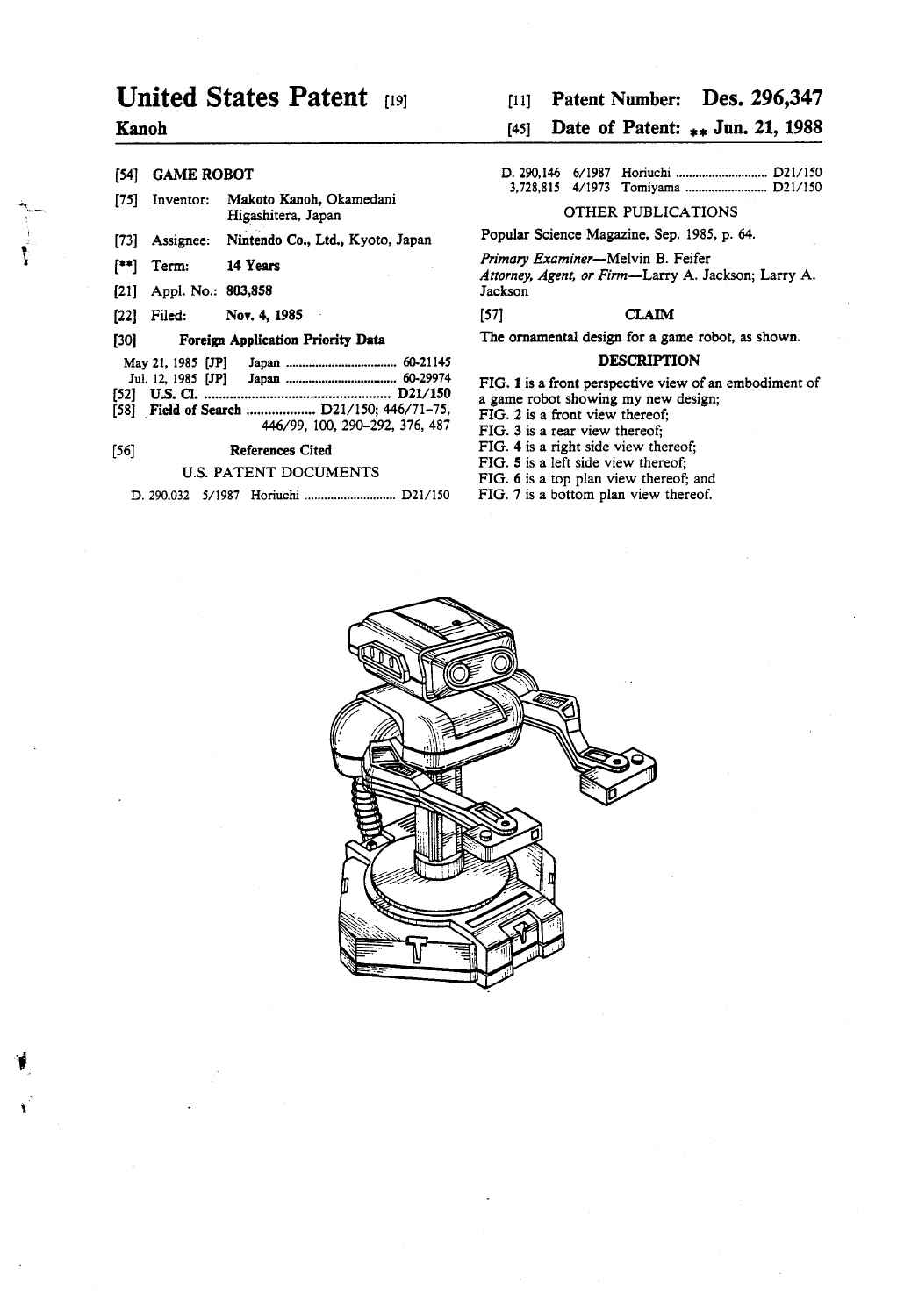# United States Patent [19]

**Kanoh**

[11] **Patent Number: Des. 296,347**

[45] **Date of Patent: ** Jun. 21, 1988**

[54] **GAME ROBOT**

[75] Inventor: **Makoto Kanoh,** Okamedani Higashitera, Japan

[73] Assignee: **Nintendo Co., Ltd.,** Kyoto, Japan

[**] Term: **14 Years**

[21] Appl. No.: **803,858**

[22] Filed: **Nov. 4, 1985**

[30] **Foreign Application Priority Data**

May 21, 1985 [JP] Japan .................................. 60-21145
Jul. 12, 1985 [JP] Japan .................................. 60-29974

[52] **U.S. Cl.** .................................................. **D21/150**

[58] **Field of Search** .................. D21/150; 446/71–75, 446/99, 100, 290–292, 376, 487

[56] **References Cited**

U.S. PATENT DOCUMENTS

D. 290,032 5/1987 Horiuchi ............................ D21/150
D. 290,146 6/1987 Horiuchi ............................ D21/150
3,728,815 4/1973 Tomiyama ......................... D21/150

OTHER PUBLICATIONS

Popular Science Magazine, Sep. 1985, p. 64.

*Primary Examiner*—Melvin B. Feifer
*Attorney, Agent, or Firm*—Larry A. Jackson; Larry A. Jackson

[57] **CLAIM**

The ornamental design for a game robot, as shown.

**DESCRIPTION**

FIG. **1** is a front perspective view of an embodiment of a game robot showing my new design;
FIG. **2** is a front view thereof;
FIG. **3** is a rear view thereof;
FIG. **4** is a right side view thereof;
FIG. **5** is a left side view thereof;
FIG. **6** is a top plan view thereof; and
FIG. **7** is a bottom plan view thereof.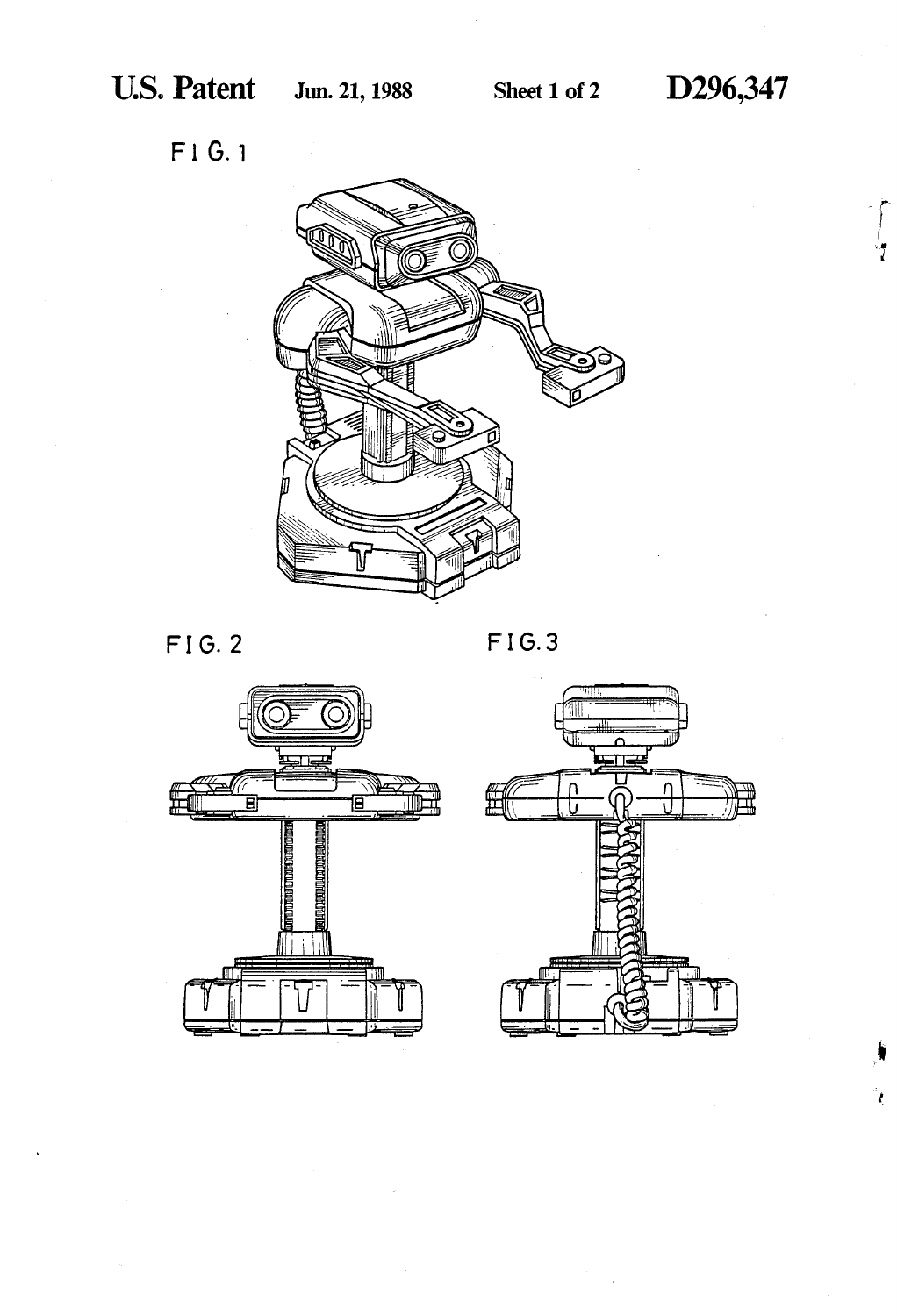FIG. 1

FIG. 2

FIG. 3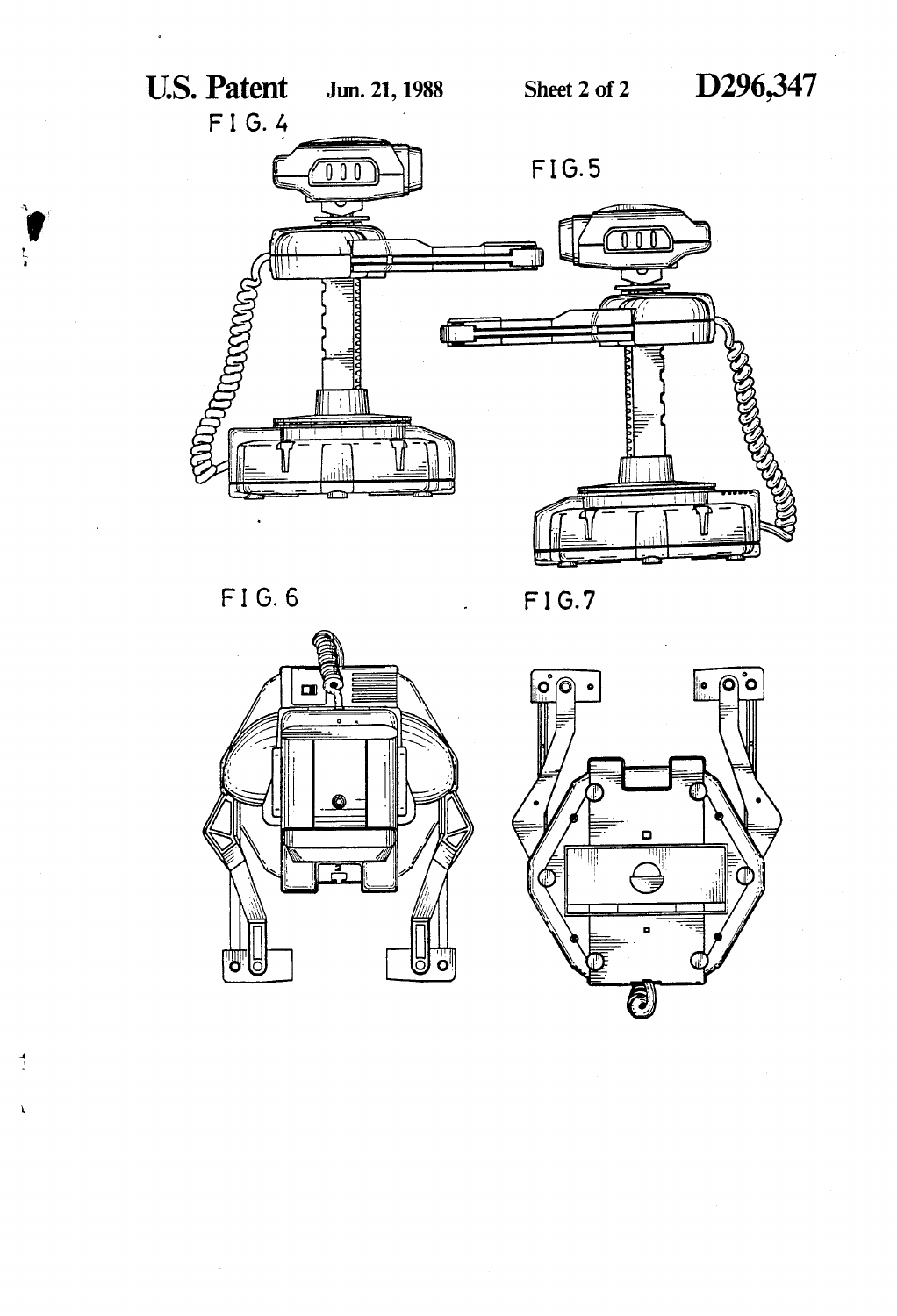FIG. 4

FIG. 5

FIG. 6

FIG. 7